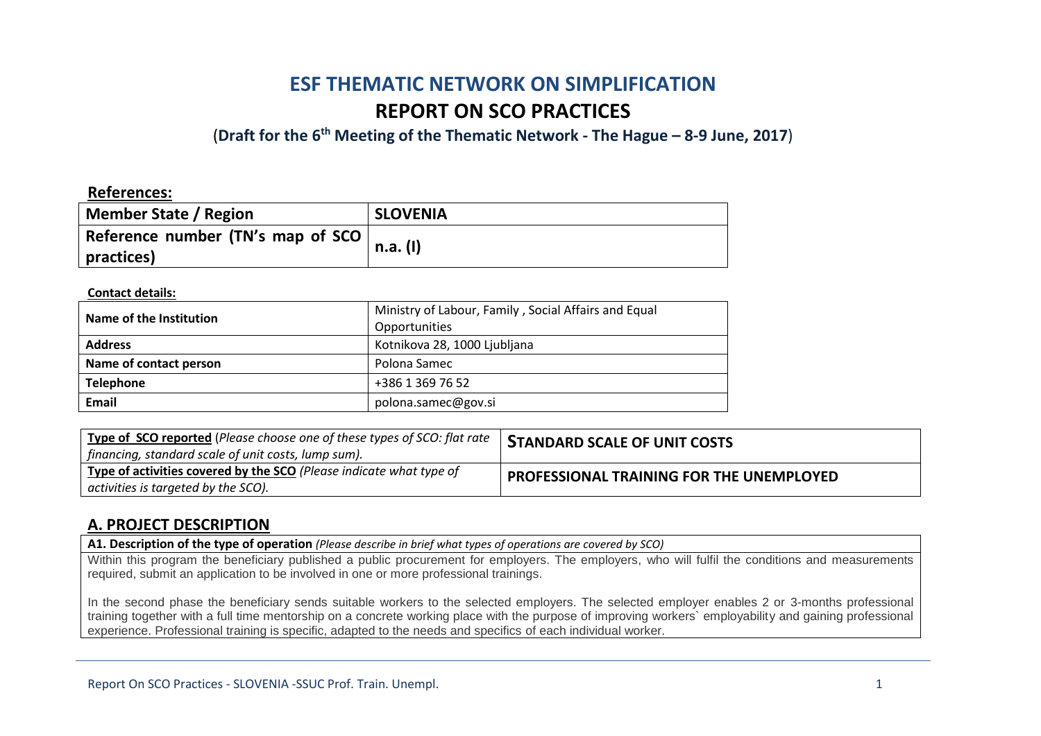# ESF THEMATIC NETWORK ON SIMPLIFICATION

# REPORT ON SCO PRACTICES

(**Draft for the 6th Meeting of the Thematic Network - The Hague – 8-9 June, 2017**)

**References:**

| Member State / Region | SLOVENIA |
|---|---|
| Reference number (TN's map of SCO practices) | n.a. (I) |

**Contact details:**

| Name of the Institution | Ministry of Labour, Family , Social Affairs and Equal Opportunities |
|---|---|
| Address | Kotnikova 28, 1000 Ljubljana |
| Name of contact person | Polona Samec |
| Telephone | +386 1 369 76 52 |
| Email | polona.samec@gov.si |

| **Type of SCO reported** (*Please choose one of these types of SCO: flat rate financing, standard scale of unit costs, lump sum).* | **STANDARD SCALE OF UNIT COSTS** |
|---|---|
| **Type of activities covered by the SCO** *(Please indicate what type of activities is targeted by the SCO).* | **PROFESSIONAL TRAINING FOR THE UNEMPLOYED** |

## A. PROJECT DESCRIPTION

**A1. Description of the type of operation** *(Please describe in brief what types of operations are covered by SCO)*

Within this program the beneficiary published a public procurement for employers. The employers, who will fulfil the conditions and measurements required, submit an application to be involved in one or more professional trainings.

In the second phase the beneficiary sends suitable workers to the selected employers. The selected employer enables 2 or 3-months professional training together with a full time mentorship on a concrete working place with the purpose of improving workers` employability and gaining professional experience. Professional training is specific, adapted to the needs and specifics of each individual worker.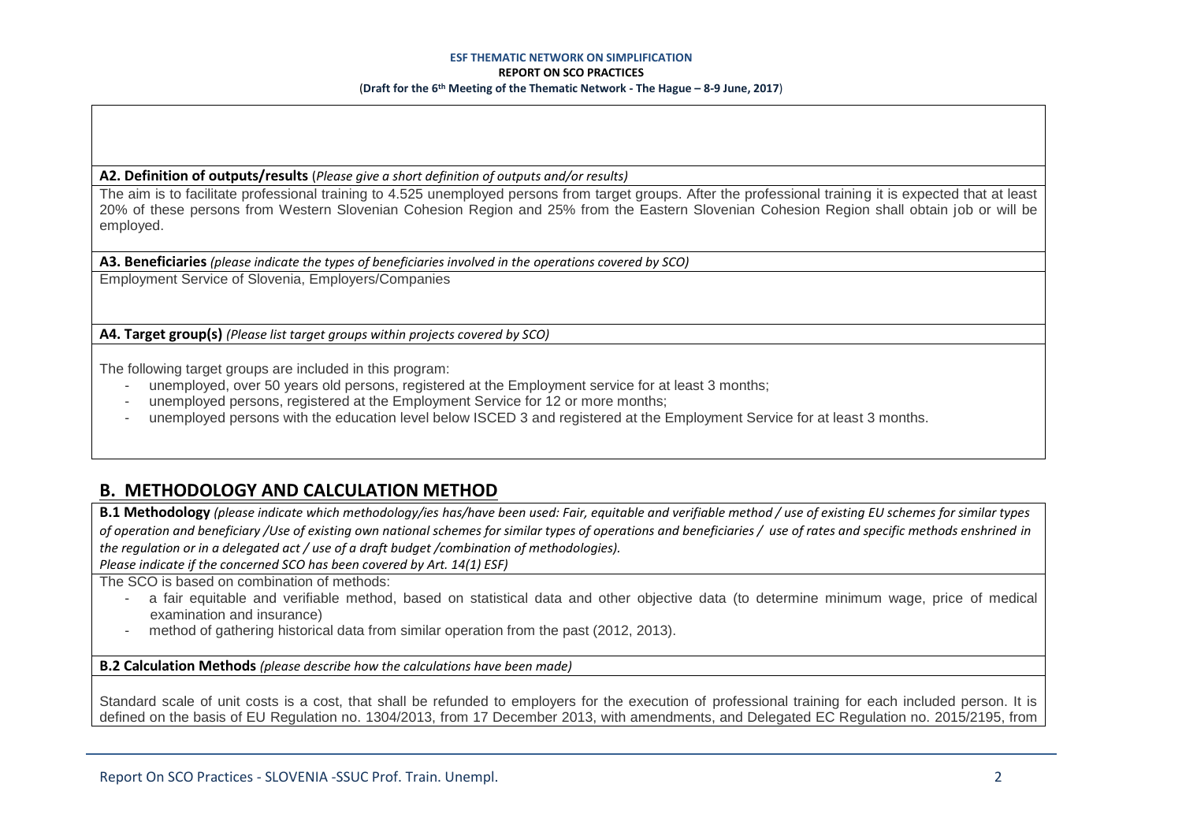**A2. Definition of outputs/results** (*Please give a short definition of outputs and/or results)*

The aim is to facilitate professional training to 4.525 unemployed persons from target groups. After the professional training it is expected that at least 20% of these persons from Western Slovenian Cohesion Region and 25% from the Eastern Slovenian Cohesion Region shall obtain job or will be employed.

**A3. Beneficiaries** *(please indicate the types of beneficiaries involved in the operations covered by SCO)*

Employment Service of Slovenia, Employers/Companies

**A4. Target group(s)** *(Please list target groups within projects covered by SCO)*

The following target groups are included in this program:

- unemployed, over 50 years old persons, registered at the Employment service for at least 3 months;
- unemployed persons, registered at the Employment Service for 12 or more months;
- unemployed persons with the education level below ISCED 3 and registered at the Employment Service for at least 3 months.

## B. METHODOLOGY AND CALCULATION METHOD

**B.1 Methodology** *(please indicate which methodology/ies has/have been used: Fair, equitable and verifiable method / use of existing EU schemes for similar types of operation and beneficiary /Use of existing own national schemes for similar types of operations and beneficiaries / use of rates and specific methods enshrined in the regulation or in a delegated act / use of a draft budget /combination of methodologies).*
*Please indicate if the concerned SCO has been covered by Art. 14(1) ESF)*

The SCO is based on combination of methods:

- a fair equitable and verifiable method, based on statistical data and other objective data (to determine minimum wage, price of medical examination and insurance)
- method of gathering historical data from similar operation from the past (2012, 2013).

**B.2 Calculation Methods** *(please describe how the calculations have been made)*

Standard scale of unit costs is a cost, that shall be refunded to employers for the execution of professional training for each included person. It is defined on the basis of EU Regulation no. 1304/2013, from 17 December 2013, with amendments, and Delegated EC Regulation no. 2015/2195, from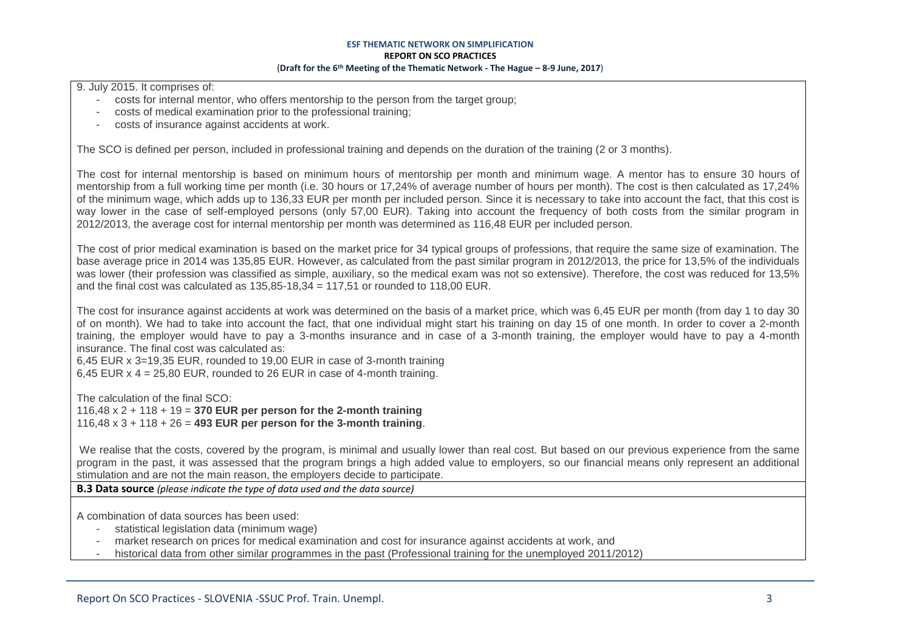9. July 2015. It comprises of:

- costs for internal mentor, who offers mentorship to the person from the target group;
- costs of medical examination prior to the professional training;
- costs of insurance against accidents at work.

The SCO is defined per person, included in professional training and depends on the duration of the training (2 or 3 months).

The cost for internal mentorship is based on minimum hours of mentorship per month and minimum wage. A mentor has to ensure 30 hours of mentorship from a full working time per month (i.e. 30 hours or 17,24% of average number of hours per month). The cost is then calculated as 17,24% of the minimum wage, which adds up to 136,33 EUR per month per included person. Since it is necessary to take into account the fact, that this cost is way lower in the case of self-employed persons (only 57,00 EUR). Taking into account the frequency of both costs from the similar program in 2012/2013, the average cost for internal mentorship per month was determined as 116,48 EUR per included person.

The cost of prior medical examination is based on the market price for 34 typical groups of professions, that require the same size of examination. The base average price in 2014 was 135,85 EUR. However, as calculated from the past similar program in 2012/2013, the price for 13,5% of the individuals was lower (their profession was classified as simple, auxiliary, so the medical exam was not so extensive). Therefore, the cost was reduced for 13,5% and the final cost was calculated as 135,85-18,34 = 117,51 or rounded to 118,00 EUR.

The cost for insurance against accidents at work was determined on the basis of a market price, which was 6,45 EUR per month (from day 1 to day 30 of on month). We had to take into account the fact, that one individual might start his training on day 15 of one month. In order to cover a 2-month training, the employer would have to pay a 3-months insurance and in case of a 3-month training, the employer would have to pay a 4-month insurance. The final cost was calculated as:

6,45 EUR x 3=19,35 EUR, rounded to 19,00 EUR in case of 3-month training
6,45 EUR x 4 = 25,80 EUR, rounded to 26 EUR in case of 4-month training.

The calculation of the final SCO:
116,48 x 2 + 118 + 19 = **370 EUR per person for the 2-month training**
116,48 x 3 + 118 + 26 = **493 EUR per person for the 3-month training**.

We realise that the costs, covered by the program, is minimal and usually lower than real cost. But based on our previous experience from the same program in the past, it was assessed that the program brings a high added value to employers, so our financial means only represent an additional stimulation and are not the main reason, the employers decide to participate.

**B.3 Data source** *(please indicate the type of data used and the data source)*

A combination of data sources has been used:

- statistical legislation data (minimum wage)
- market research on prices for medical examination and cost for insurance against accidents at work, and
- historical data from other similar programmes in the past (Professional training for the unemployed 2011/2012)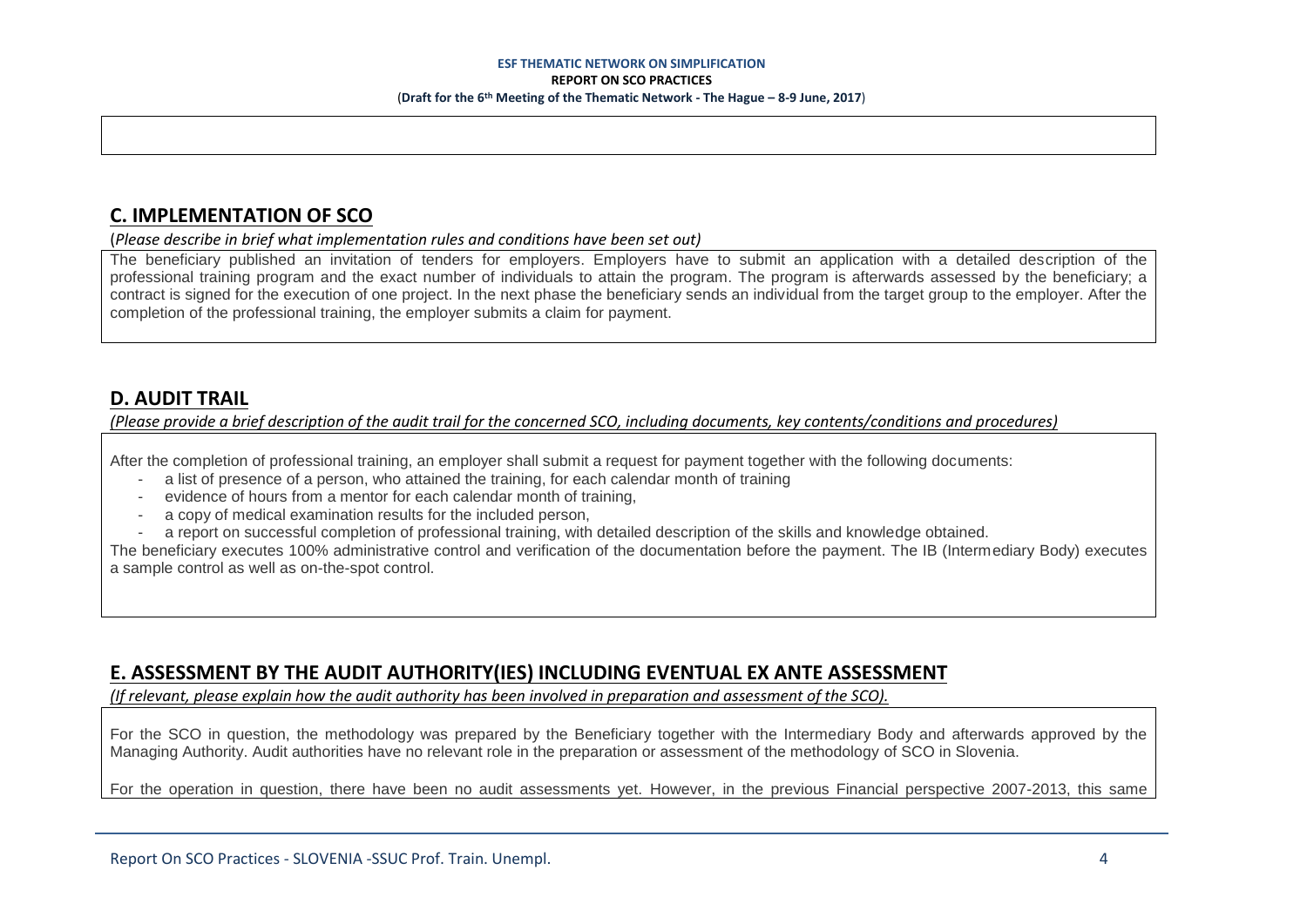## C. IMPLEMENTATION OF SCO

(*Please describe in brief what implementation rules and conditions have been set out)*

The beneficiary published an invitation of tenders for employers. Employers have to submit an application with a detailed description of the professional training program and the exact number of individuals to attain the program. The program is afterwards assessed by the beneficiary; a contract is signed for the execution of one project. In the next phase the beneficiary sends an individual from the target group to the employer. After the completion of the professional training, the employer submits a claim for payment.

## D. AUDIT TRAIL

*(Please provide a brief description of the audit trail for the concerned SCO, including documents, key contents/conditions and procedures)*

After the completion of professional training, an employer shall submit a request for payment together with the following documents:

- a list of presence of a person, who attained the training, for each calendar month of training
- evidence of hours from a mentor for each calendar month of training,
- a copy of medical examination results for the included person,
- a report on successful completion of professional training, with detailed description of the skills and knowledge obtained.

The beneficiary executes 100% administrative control and verification of the documentation before the payment. The IB (Intermediary Body) executes a sample control as well as on-the-spot control.

## E. ASSESSMENT BY THE AUDIT AUTHORITY(IES) INCLUDING EVENTUAL EX ANTE ASSESSMENT

*(If relevant, please explain how the audit authority has been involved in preparation and assessment of the SCO).*

For the SCO in question, the methodology was prepared by the Beneficiary together with the Intermediary Body and afterwards approved by the Managing Authority. Audit authorities have no relevant role in the preparation or assessment of the methodology of SCO in Slovenia.

For the operation in question, there have been no audit assessments yet. However, in the previous Financial perspective 2007-2013, this same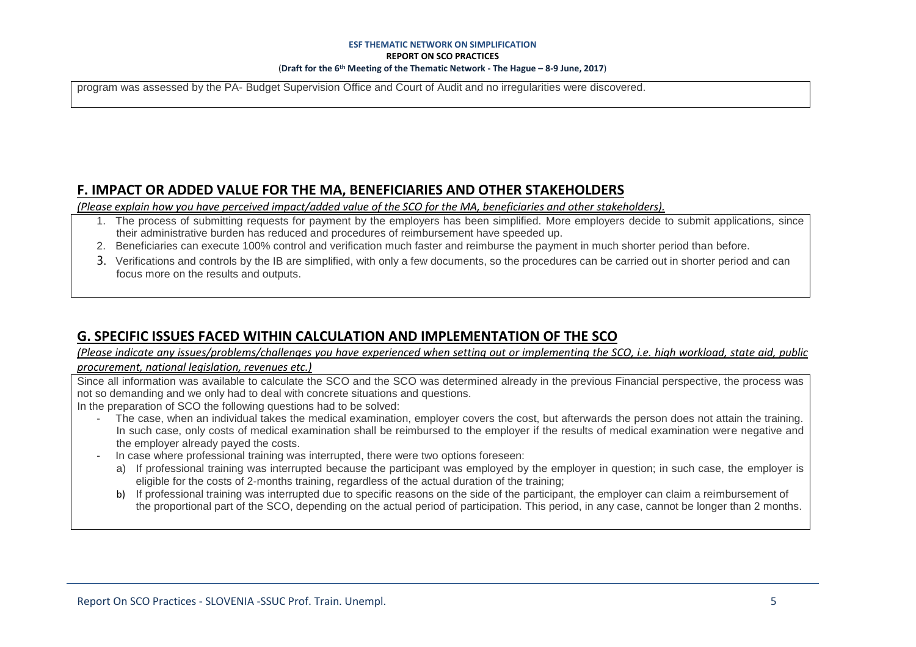program was assessed by the PA- Budget Supervision Office and Court of Audit and no irregularities were discovered.

## F. IMPACT OR ADDED VALUE FOR THE MA, BENEFICIARIES AND OTHER STAKEHOLDERS

*(Please explain how you have perceived impact/added value of the SCO for the MA, beneficiaries and other stakeholders).*

1. The process of submitting requests for payment by the employers has been simplified. More employers decide to submit applications, since their administrative burden has reduced and procedures of reimbursement have speeded up.
2. Beneficiaries can execute 100% control and verification much faster and reimburse the payment in much shorter period than before.
3. Verifications and controls by the IB are simplified, with only a few documents, so the procedures can be carried out in shorter period and can focus more on the results and outputs.

## G. SPECIFIC ISSUES FACED WITHIN CALCULATION AND IMPLEMENTATION OF THE SCO

*(Please indicate any issues/problems/challenges you have experienced when setting out or implementing the SCO, i.e. high workload, state aid, public procurement, national legislation, revenues etc.)*

Since all information was available to calculate the SCO and the SCO was determined already in the previous Financial perspective, the process was not so demanding and we only had to deal with concrete situations and questions.

In the preparation of SCO the following questions had to be solved:

- The case, when an individual takes the medical examination, employer covers the cost, but afterwards the person does not attain the training. In such case, only costs of medical examination shall be reimbursed to the employer if the results of medical examination were negative and the employer already payed the costs.
- In case where professional training was interrupted, there were two options foreseen:
  a) If professional training was interrupted because the participant was employed by the employer in question; in such case, the employer is eligible for the costs of 2-months training, regardless of the actual duration of the training;
  b) If professional training was interrupted due to specific reasons on the side of the participant, the employer can claim a reimbursement of the proportional part of the SCO, depending on the actual period of participation. This period, in any case, cannot be longer than 2 months.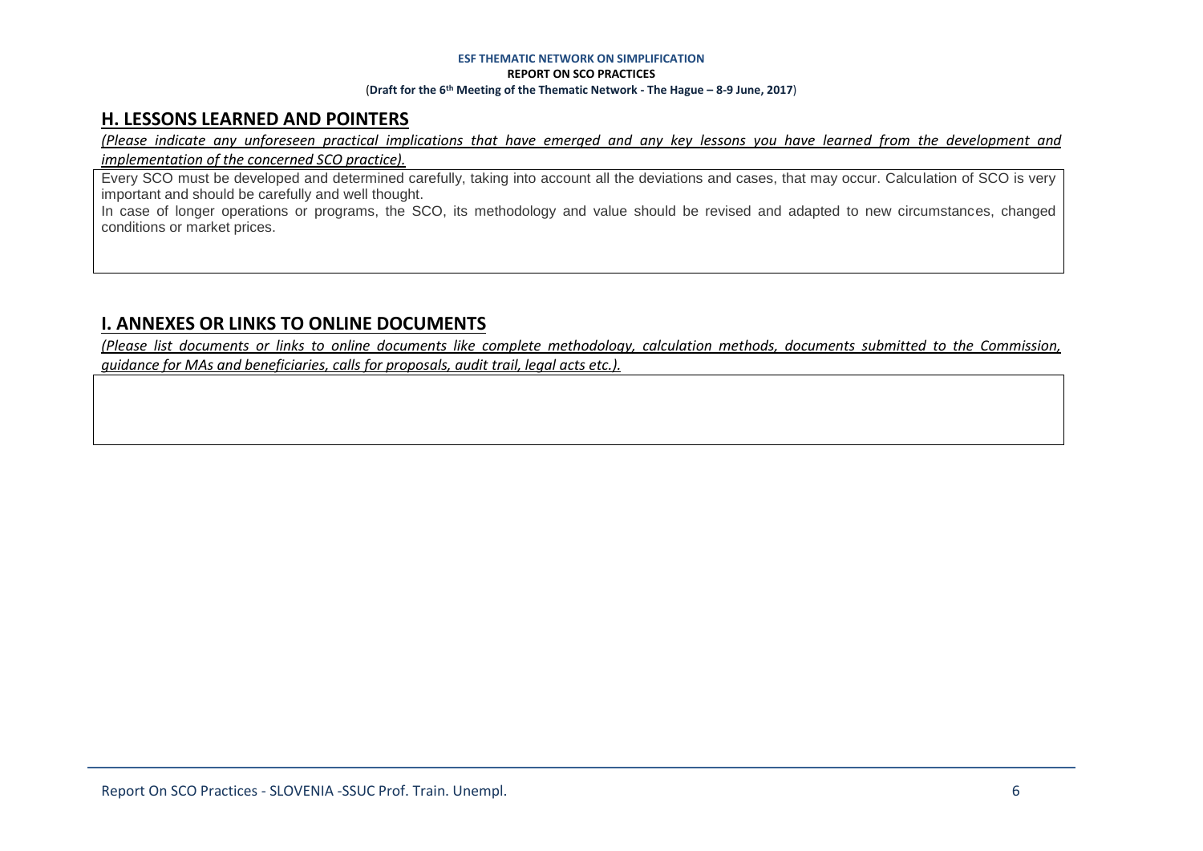## H. LESSONS LEARNED AND POINTERS

*(Please indicate any unforeseen practical implications that have emerged and any key lessons you have learned from the development and implementation of the concerned SCO practice).*

Every SCO must be developed and determined carefully, taking into account all the deviations and cases, that may occur. Calculation of SCO is very important and should be carefully and well thought.

In case of longer operations or programs, the SCO, its methodology and value should be revised and adapted to new circumstances, changed conditions or market prices.

## I. ANNEXES OR LINKS TO ONLINE DOCUMENTS

*(Please list documents or links to online documents like complete methodology, calculation methods, documents submitted to the Commission, guidance for MAs and beneficiaries, calls for proposals, audit trail, legal acts etc.).*